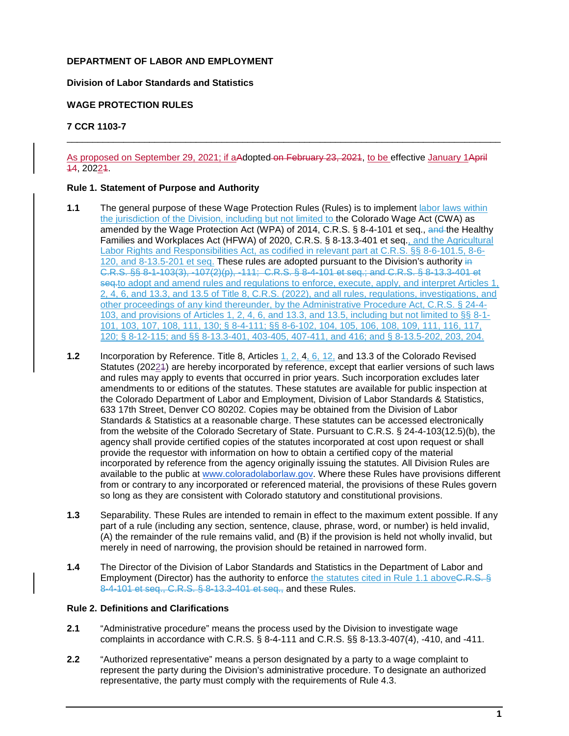**DEPARTMENT OF LABOR AND EMPLOYMENT**

**Division of Labor Standards and Statistics**

**WAGE PROTECTION RULES**

**7 CCR 1103-7**

---

As proposed on September 29, 2021; if aAdopted on February 23, 2021, to be effective January 1April 14, 20221.

### Rule 1. Statement of Purpose and Authority

**1.1** The general purpose of these Wage Protection Rules (Rules) is to implement labor laws within the jurisdiction of the Division, including but not limited to the Colorado Wage Act (CWA) as amended by the Wage Protection Act (WPA) of 2014, C.R.S. § 8-4-101 et seq., and the Healthy Families and Workplaces Act (HFWA) of 2020, C.R.S. § 8-13.3-401 et seq., and the Agricultural Labor Rights and Responsibilities Act, as codified in relevant part at C.R.S. §§ 8-6-101.5, 8-6-120, and 8-13.5-201 et seq. These rules are adopted pursuant to the Division's authority in C.R.S. §§ 8-1-103(3), -107(2)(p), -111; C.R.S. § 8-4-101 et seq.; and C.R.S. § 8-13.3-401 et seq.to adopt and amend rules and regulations to enforce, execute, apply, and interpret Articles 1, 2, 4, 6, and 13.3, and 13.5 of Title 8, C.R.S. (2022), and all rules, regulations, investigations, and other proceedings of any kind thereunder, by the Administrative Procedure Act, C.R.S. § 24-4-103, and provisions of Articles 1, 2, 4, 6, and 13.3, and 13.5, including but not limited to §§ 8-1-101, 103, 107, 108, 111, 130; § 8-4-111; §§ 8-6-102, 104, 105, 106, 108, 109, 111, 116, 117, 120; § 8-12-115; and §§ 8-13.3-401, 403-405, 407-411, and 416; and § 8-13.5-202, 203, 204.

**1.2** Incorporation by Reference. Title 8, Articles 1, 2, 4, 6, 12, and 13.3 of the Colorado Revised Statutes (20221) are hereby incorporated by reference, except that earlier versions of such laws and rules may apply to events that occurred in prior years. Such incorporation excludes later amendments to or editions of the statutes. These statutes are available for public inspection at the Colorado Department of Labor and Employment, Division of Labor Standards & Statistics, 633 17th Street, Denver CO 80202. Copies may be obtained from the Division of Labor Standards & Statistics at a reasonable charge. These statutes can be accessed electronically from the website of the Colorado Secretary of State. Pursuant to C.R.S. § 24-4-103(12.5)(b), the agency shall provide certified copies of the statutes incorporated at cost upon request or shall provide the requestor with information on how to obtain a certified copy of the material incorporated by reference from the agency originally issuing the statutes. All Division Rules are available to the public at www.coloradolaborlaw.gov. Where these Rules have provisions different from or contrary to any incorporated or referenced material, the provisions of these Rules govern so long as they are consistent with Colorado statutory and constitutional provisions.

**1.3** Separability. These Rules are intended to remain in effect to the maximum extent possible. If any part of a rule (including any section, sentence, clause, phrase, word, or number) is held invalid, (A) the remainder of the rule remains valid, and (B) if the provision is held not wholly invalid, but merely in need of narrowing, the provision should be retained in narrowed form.

**1.4** The Director of the Division of Labor Standards and Statistics in the Department of Labor and Employment (Director) has the authority to enforce the statutes cited in Rule 1.1 aboveC.R.S. § 8-4-101 et seq., C.R.S. § 8-13.3-401 et seq., and these Rules.

### Rule 2. Definitions and Clarifications

**2.1** "Administrative procedure" means the process used by the Division to investigate wage complaints in accordance with C.R.S. § 8-4-111 and C.R.S. §§ 8-13.3-407(4), -410, and -411.

**2.2** "Authorized representative" means a person designated by a party to a wage complaint to represent the party during the Division's administrative procedure. To designate an authorized representative, the party must comply with the requirements of Rule 4.3.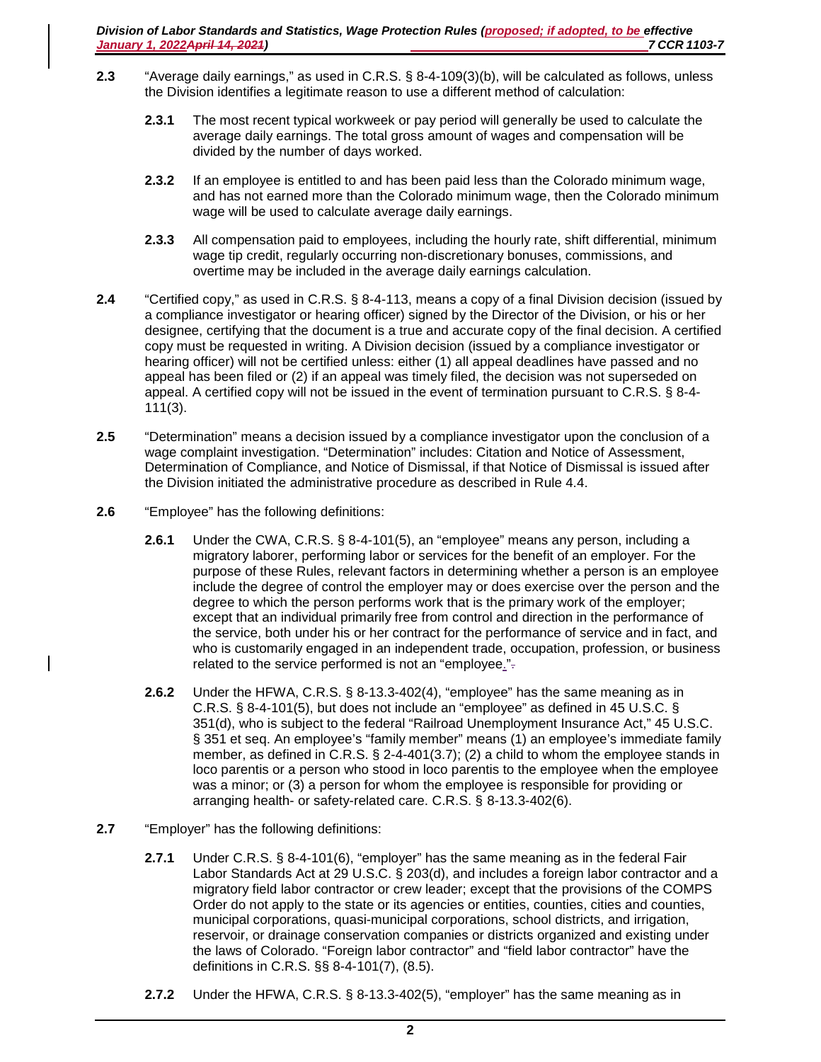**2.3** "Average daily earnings," as used in C.R.S. § 8-4-109(3)(b), will be calculated as follows, unless the Division identifies a legitimate reason to use a different method of calculation:

> **2.3.1** The most recent typical workweek or pay period will generally be used to calculate the average daily earnings. The total gross amount of wages and compensation will be divided by the number of days worked.
>
> **2.3.2** If an employee is entitled to and has been paid less than the Colorado minimum wage, and has not earned more than the Colorado minimum wage, then the Colorado minimum wage will be used to calculate average daily earnings.
>
> **2.3.3** All compensation paid to employees, including the hourly rate, shift differential, minimum wage tip credit, regularly occurring non-discretionary bonuses, commissions, and overtime may be included in the average daily earnings calculation.

**2.4** "Certified copy," as used in C.R.S. § 8-4-113, means a copy of a final Division decision (issued by a compliance investigator or hearing officer) signed by the Director of the Division, or his or her designee, certifying that the document is a true and accurate copy of the final decision. A certified copy must be requested in writing. A Division decision (issued by a compliance investigator or hearing officer) will not be certified unless: either (1) all appeal deadlines have passed and no appeal has been filed or (2) if an appeal was timely filed, the decision was not superseded on appeal. A certified copy will not be issued in the event of termination pursuant to C.R.S. § 8-4-111(3).

**2.5** "Determination" means a decision issued by a compliance investigator upon the conclusion of a wage complaint investigation. "Determination" includes: Citation and Notice of Assessment, Determination of Compliance, and Notice of Dismissal, if that Notice of Dismissal is issued after the Division initiated the administrative procedure as described in Rule 4.4.

**2.6** "Employee" has the following definitions:

> **2.6.1** Under the CWA, C.R.S. § 8-4-101(5), an "employee" means any person, including a migratory laborer, performing labor or services for the benefit of an employer. For the purpose of these Rules, relevant factors in determining whether a person is an employee include the degree of control the employer may or does exercise over the person and the degree to which the person performs work that is the primary work of the employer; except that an individual primarily free from control and direction in the performance of the service, both under his or her contract for the performance of service and in fact, and who is customarily engaged in an independent trade, occupation, profession, or business related to the service performed is not an "employee."
>
> **2.6.2** Under the HFWA, C.R.S. § 8-13.3-402(4), "employee" has the same meaning as in C.R.S. § 8-4-101(5), but does not include an "employee" as defined in 45 U.S.C. § 351(d), who is subject to the federal "Railroad Unemployment Insurance Act," 45 U.S.C. § 351 et seq. An employee's "family member" means (1) an employee's immediate family member, as defined in C.R.S. § 2-4-401(3.7); (2) a child to whom the employee stands in loco parentis or a person who stood in loco parentis to the employee when the employee was a minor; or (3) a person for whom the employee is responsible for providing or arranging health- or safety-related care. C.R.S. § 8-13.3-402(6).

**2.7** "Employer" has the following definitions:

> **2.7.1** Under C.R.S. § 8-4-101(6), "employer" has the same meaning as in the federal Fair Labor Standards Act at 29 U.S.C. § 203(d), and includes a foreign labor contractor and a migratory field labor contractor or crew leader; except that the provisions of the COMPS Order do not apply to the state or its agencies or entities, counties, cities and counties, municipal corporations, quasi-municipal corporations, school districts, and irrigation, reservoir, or drainage conservation companies or districts organized and existing under the laws of Colorado. "Foreign labor contractor" and "field labor contractor" have the definitions in C.R.S. §§ 8-4-101(7), (8.5).
>
> **2.7.2** Under the HFWA, C.R.S. § 8-13.3-402(5), "employer" has the same meaning as in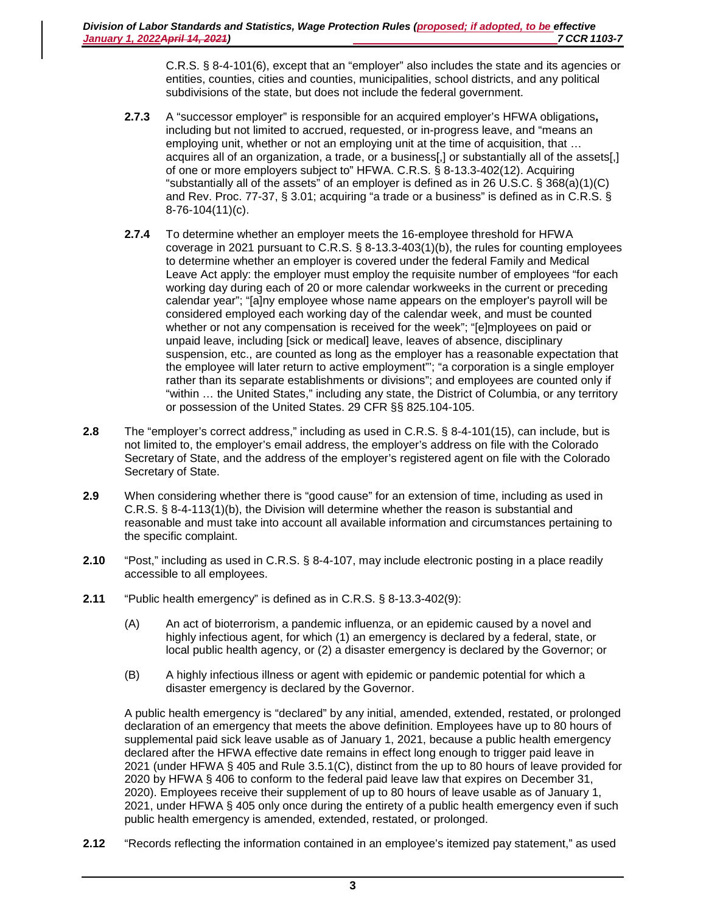C.R.S. § 8-4-101(6), except that an "employer" also includes the state and its agencies or entities, counties, cities and counties, municipalities, school districts, and any political subdivisions of the state, but does not include the federal government.

**2.7.3** A "successor employer" is responsible for an acquired employer's HFWA obligations**,** including but not limited to accrued, requested, or in-progress leave, and "means an employing unit, whether or not an employing unit at the time of acquisition, that … acquires all of an organization, a trade, or a business[,] or substantially all of the assets[,] of one or more employers subject to" HFWA. C.R.S. § 8-13.3-402(12). Acquiring "substantially all of the assets" of an employer is defined as in 26 U.S.C. § 368(a)(1)(C) and Rev. Proc. 77-37, § 3.01; acquiring "a trade or a business" is defined as in C.R.S. § 8-76-104(11)(c).

**2.7.4** To determine whether an employer meets the 16-employee threshold for HFWA coverage in 2021 pursuant to C.R.S. § 8-13.3-403(1)(b), the rules for counting employees to determine whether an employer is covered under the federal Family and Medical Leave Act apply: the employer must employ the requisite number of employees "for each working day during each of 20 or more calendar workweeks in the current or preceding calendar year"; "[a]ny employee whose name appears on the employer's payroll will be considered employed each working day of the calendar week, and must be counted whether or not any compensation is received for the week"; "[e]mployees on paid or unpaid leave, including [sick or medical] leave, leaves of absence, disciplinary suspension, etc., are counted as long as the employer has a reasonable expectation that the employee will later return to active employment"'; "a corporation is a single employer rather than its separate establishments or divisions"; and employees are counted only if "within … the United States," including any state, the District of Columbia, or any territory or possession of the United States. 29 CFR §§ 825.104-105.

**2.8** The "employer's correct address," including as used in C.R.S. § 8-4-101(15), can include, but is not limited to, the employer's email address, the employer's address on file with the Colorado Secretary of State, and the address of the employer's registered agent on file with the Colorado Secretary of State.

**2.9** When considering whether there is "good cause" for an extension of time, including as used in C.R.S. § 8-4-113(1)(b), the Division will determine whether the reason is substantial and reasonable and must take into account all available information and circumstances pertaining to the specific complaint.

**2.10** "Post," including as used in C.R.S. § 8-4-107, may include electronic posting in a place readily accessible to all employees.

**2.11** "Public health emergency" is defined as in C.R.S. § 8-13.3-402(9):

(A) An act of bioterrorism, a pandemic influenza, or an epidemic caused by a novel and highly infectious agent, for which (1) an emergency is declared by a federal, state, or local public health agency, or (2) a disaster emergency is declared by the Governor; or

(B) A highly infectious illness or agent with epidemic or pandemic potential for which a disaster emergency is declared by the Governor.

A public health emergency is "declared" by any initial, amended, extended, restated, or prolonged declaration of an emergency that meets the above definition. Employees have up to 80 hours of supplemental paid sick leave usable as of January 1, 2021, because a public health emergency declared after the HFWA effective date remains in effect long enough to trigger paid leave in 2021 (under HFWA § 405 and Rule 3.5.1(C), distinct from the up to 80 hours of leave provided for 2020 by HFWA § 406 to conform to the federal paid leave law that expires on December 31, 2020). Employees receive their supplement of up to 80 hours of leave usable as of January 1, 2021, under HFWA § 405 only once during the entirety of a public health emergency even if such public health emergency is amended, extended, restated, or prolonged.

**2.12** "Records reflecting the information contained in an employee's itemized pay statement," as used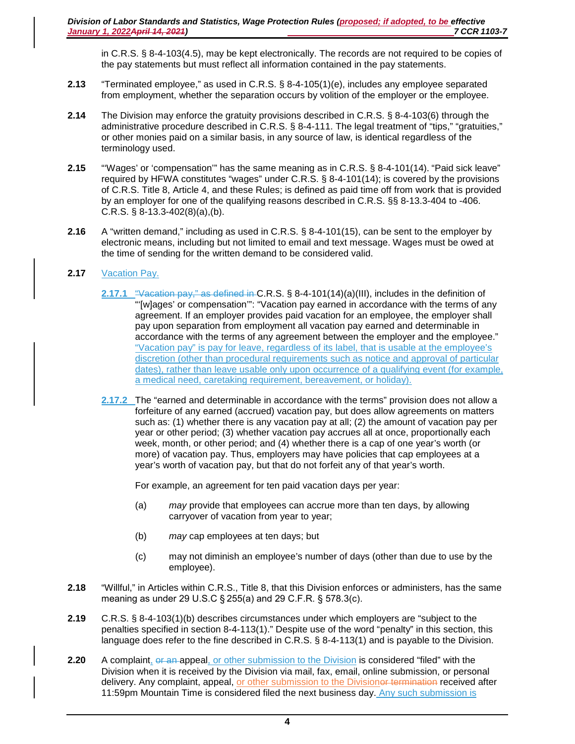in C.R.S. § 8-4-103(4.5), may be kept electronically. The records are not required to be copies of the pay statements but must reflect all information contained in the pay statements.

**2.13** "Terminated employee," as used in C.R.S. § 8-4-105(1)(e), includes any employee separated from employment, whether the separation occurs by volition of the employer or the employee.

**2.14** The Division may enforce the gratuity provisions described in C.R.S. § 8-4-103(6) through the administrative procedure described in C.R.S. § 8-4-111. The legal treatment of "tips," "gratuities," or other monies paid on a similar basis, in any source of law, is identical regardless of the terminology used.

**2.15** "'Wages' or 'compensation'" has the same meaning as in C.R.S. § 8-4-101(14). "Paid sick leave" required by HFWA constitutes "wages" under C.R.S. § 8-4-101(14); is covered by the provisions of C.R.S. Title 8, Article 4, and these Rules; is defined as paid time off from work that is provided by an employer for one of the qualifying reasons described in C.R.S. §§ 8-13.3-404 to -406. C.R.S. § 8-13.3-402(8)(a),(b).

**2.16** A "written demand," including as used in C.R.S. § 8-4-101(15), can be sent to the employer by electronic means, including but not limited to email and text message. Wages must be owed at the time of sending for the written demand to be considered valid.

**2.17** Vacation Pay.

**2.17.1** ~~"Vacation pay," as defined in~~ C.R.S. § 8-4-101(14)(a)(III), includes in the definition of "'[w]ages' or compensation'": "Vacation pay earned in accordance with the terms of any agreement. If an employer provides paid vacation for an employee, the employer shall pay upon separation from employment all vacation pay earned and determinable in accordance with the terms of any agreement between the employer and the employee." "Vacation pay" is pay for leave, regardless of its label, that is usable at the employee's discretion (other than procedural requirements such as notice and approval of particular dates), rather than leave usable only upon occurrence of a qualifying event (for example, a medical need, caretaking requirement, bereavement, or holiday).

**2.17.2** The "earned and determinable in accordance with the terms" provision does not allow a forfeiture of any earned (accrued) vacation pay, but does allow agreements on matters such as: (1) whether there is any vacation pay at all; (2) the amount of vacation pay per year or other period; (3) whether vacation pay accrues all at once, proportionally each week, month, or other period; and (4) whether there is a cap of one year's worth (or more) of vacation pay. Thus, employers may have policies that cap employees at a year's worth of vacation pay, but that do not forfeit any of that year's worth.

For example, an agreement for ten paid vacation days per year:

(a) *may* provide that employees can accrue more than ten days, by allowing carryover of vacation from year to year;

(b) *may* cap employees at ten days; but

(c) may not diminish an employee's number of days (other than due to use by the employee).

**2.18** "Willful," in Articles within C.R.S., Title 8, that this Division enforces or administers, has the same meaning as under 29 U.S.C § 255(a) and 29 C.F.R. § 578.3(c).

**2.19** C.R.S. § 8-4-103(1)(b) describes circumstances under which employers are "subject to the penalties specified in section 8-4-113(1)." Despite use of the word "penalty" in this section, this language does refer to the fine described in C.R.S. § 8-4-113(1) and is payable to the Division.

**2.20** A complaint, ~~or an~~ appeal, or other submission to the Division is considered "filed" with the Division when it is received by the Division via mail, fax, email, online submission, or personal delivery. Any complaint, appeal, or other submission to the Division~~or termination~~ received after 11:59pm Mountain Time is considered filed the next business day. Any such submission is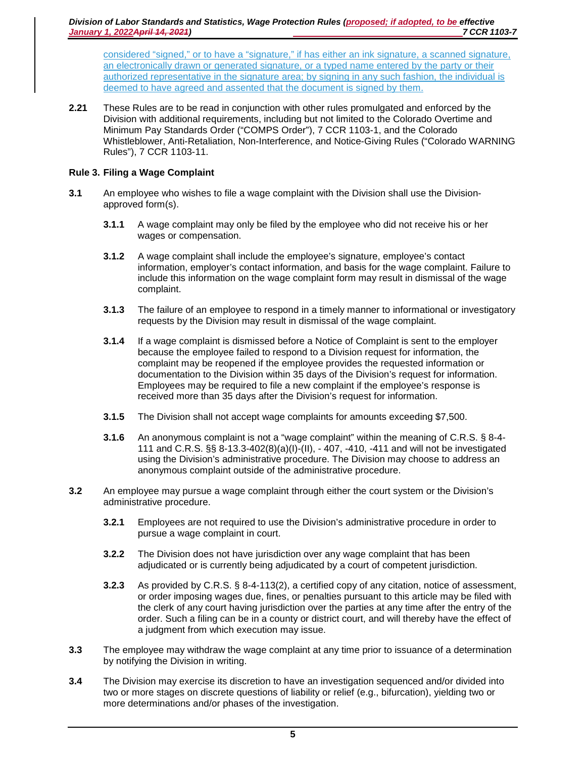considered "signed," or to have a "signature," if has either an ink signature, a scanned signature, an electronically drawn or generated signature, or a typed name entered by the party or their authorized representative in the signature area; by signing in any such fashion, the individual is deemed to have agreed and assented that the document is signed by them.

**2.21** These Rules are to be read in conjunction with other rules promulgated and enforced by the Division with additional requirements, including but not limited to the Colorado Overtime and Minimum Pay Standards Order ("COMPS Order"), 7 CCR 1103-1, and the Colorado Whistleblower, Anti-Retaliation, Non-Interference, and Notice-Giving Rules ("Colorado WARNING Rules"), 7 CCR 1103-11.

## Rule 3. Filing a Wage Complaint

**3.1** An employee who wishes to file a wage complaint with the Division shall use the Division-approved form(s).

- **3.1.1** A wage complaint may only be filed by the employee who did not receive his or her wages or compensation.

- **3.1.2** A wage complaint shall include the employee's signature, employee's contact information, employer's contact information, and basis for the wage complaint. Failure to include this information on the wage complaint form may result in dismissal of the wage complaint.

- **3.1.3** The failure of an employee to respond in a timely manner to informational or investigatory requests by the Division may result in dismissal of the wage complaint.

- **3.1.4** If a wage complaint is dismissed before a Notice of Complaint is sent to the employer because the employee failed to respond to a Division request for information, the complaint may be reopened if the employee provides the requested information or documentation to the Division within 35 days of the Division's request for information. Employees may be required to file a new complaint if the employee's response is received more than 35 days after the Division's request for information.

- **3.1.5** The Division shall not accept wage complaints for amounts exceeding $7,500.

- **3.1.6** An anonymous complaint is not a "wage complaint" within the meaning of C.R.S. § 8-4-111 and C.R.S. §§ 8-13.3-402(8)(a)(I)-(II), - 407, -410, -411 and will not be investigated using the Division's administrative procedure. The Division may choose to address an anonymous complaint outside of the administrative procedure.

**3.2** An employee may pursue a wage complaint through either the court system or the Division's administrative procedure.

- **3.2.1** Employees are not required to use the Division's administrative procedure in order to pursue a wage complaint in court.

- **3.2.2** The Division does not have jurisdiction over any wage complaint that has been adjudicated or is currently being adjudicated by a court of competent jurisdiction.

- **3.2.3** As provided by C.R.S. § 8-4-113(2), a certified copy of any citation, notice of assessment, or order imposing wages due, fines, or penalties pursuant to this article may be filed with the clerk of any court having jurisdiction over the parties at any time after the entry of the order. Such a filing can be in a county or district court, and will thereby have the effect of a judgment from which execution may issue.

**3.3** The employee may withdraw the wage complaint at any time prior to issuance of a determination by notifying the Division in writing.

**3.4** The Division may exercise its discretion to have an investigation sequenced and/or divided into two or more stages on discrete questions of liability or relief (e.g., bifurcation), yielding two or more determinations and/or phases of the investigation.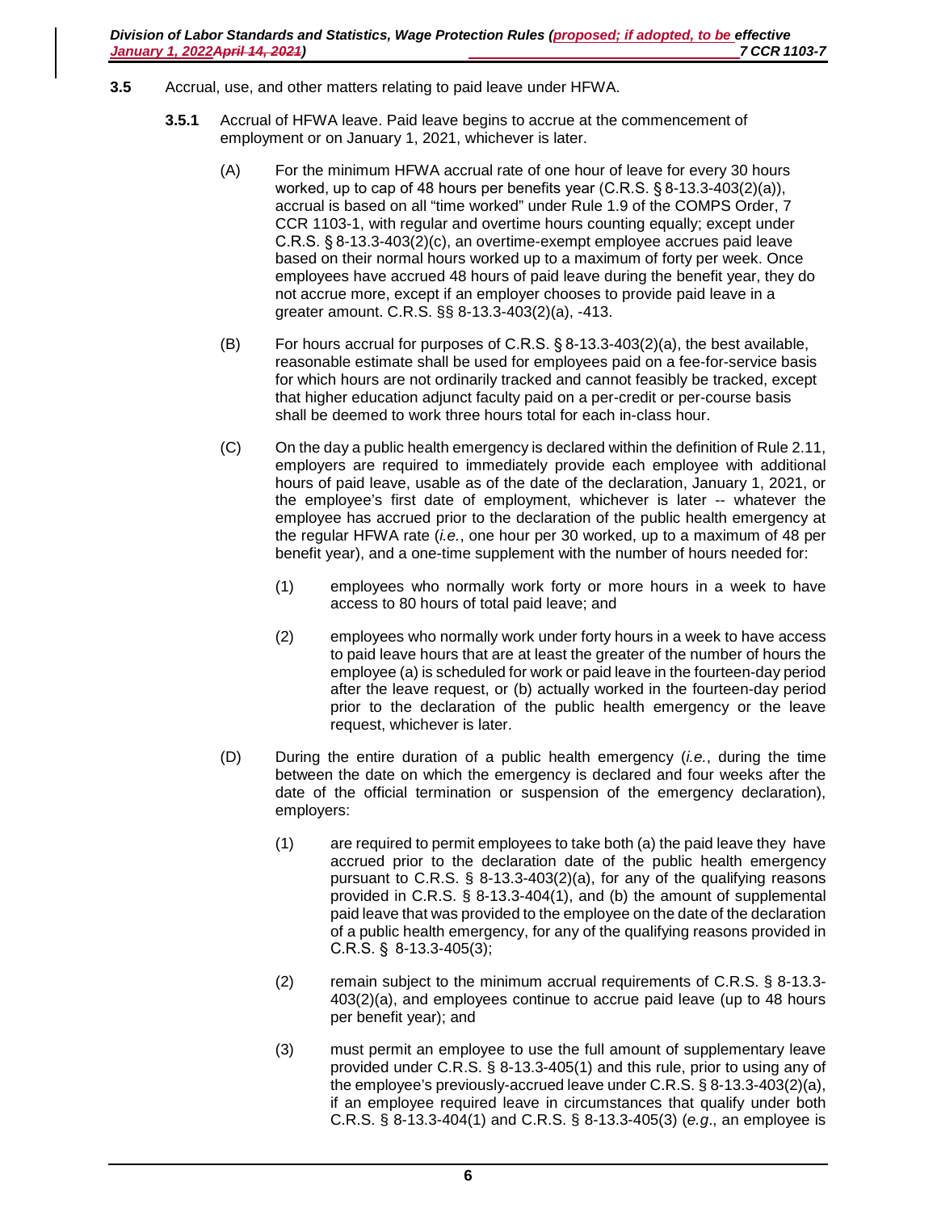**3.5** Accrual, use, and other matters relating to paid leave under HFWA.

**3.5.1** Accrual of HFWA leave. Paid leave begins to accrue at the commencement of employment or on January 1, 2021, whichever is later.

(A) For the minimum HFWA accrual rate of one hour of leave for every 30 hours worked, up to cap of 48 hours per benefits year (C.R.S. § 8-13.3-403(2)(a)), accrual is based on all "time worked" under Rule 1.9 of the COMPS Order, 7 CCR 1103-1, with regular and overtime hours counting equally; except under C.R.S. § 8-13.3-403(2)(c), an overtime-exempt employee accrues paid leave based on their normal hours worked up to a maximum of forty per week. Once employees have accrued 48 hours of paid leave during the benefit year, they do not accrue more, except if an employer chooses to provide paid leave in a greater amount. C.R.S. §§ 8-13.3-403(2)(a), -413.

(B) For hours accrual for purposes of C.R.S. § 8-13.3-403(2)(a), the best available, reasonable estimate shall be used for employees paid on a fee-for-service basis for which hours are not ordinarily tracked and cannot feasibly be tracked, except that higher education adjunct faculty paid on a per-credit or per-course basis shall be deemed to work three hours total for each in-class hour.

(C) On the day a public health emergency is declared within the definition of Rule 2.11, employers are required to immediately provide each employee with additional hours of paid leave, usable as of the date of the declaration, January 1, 2021, or the employee's first date of employment, whichever is later -- whatever the employee has accrued prior to the declaration of the public health emergency at the regular HFWA rate (*i.e.*, one hour per 30 worked, up to a maximum of 48 per benefit year), and a one-time supplement with the number of hours needed for:

(1) employees who normally work forty or more hours in a week to have access to 80 hours of total paid leave; and

(2) employees who normally work under forty hours in a week to have access to paid leave hours that are at least the greater of the number of hours the employee (a) is scheduled for work or paid leave in the fourteen-day period after the leave request, or (b) actually worked in the fourteen-day period prior to the declaration of the public health emergency or the leave request, whichever is later.

(D) During the entire duration of a public health emergency (*i.e.*, during the time between the date on which the emergency is declared and four weeks after the date of the official termination or suspension of the emergency declaration), employers:

(1) are required to permit employees to take both (a) the paid leave they have accrued prior to the declaration date of the public health emergency pursuant to C.R.S. § 8-13.3-403(2)(a), for any of the qualifying reasons provided in C.R.S. § 8-13.3-404(1), and (b) the amount of supplemental paid leave that was provided to the employee on the date of the declaration of a public health emergency, for any of the qualifying reasons provided in C.R.S. § 8-13.3-405(3);

(2) remain subject to the minimum accrual requirements of C.R.S. § 8-13.3-403(2)(a), and employees continue to accrue paid leave (up to 48 hours per benefit year); and

(3) must permit an employee to use the full amount of supplementary leave provided under C.R.S. § 8-13.3-405(1) and this rule, prior to using any of the employee's previously-accrued leave under C.R.S. § 8-13.3-403(2)(a), if an employee required leave in circumstances that qualify under both C.R.S. § 8-13.3-404(1) and C.R.S. § 8-13.3-405(3) (*e.g*., an employee is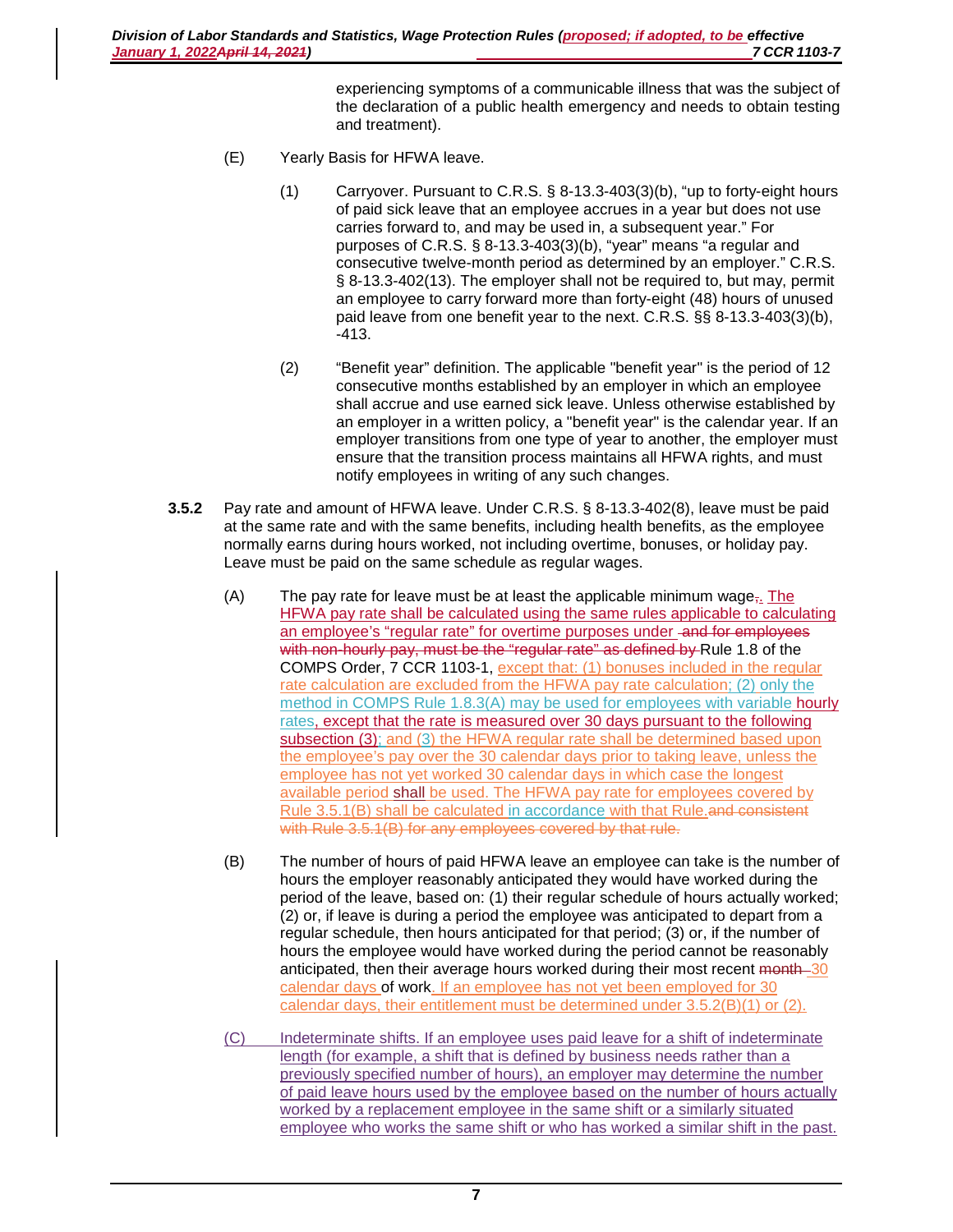experiencing symptoms of a communicable illness that was the subject of the declaration of a public health emergency and needs to obtain testing and treatment).

(E) Yearly Basis for HFWA leave.

(1) Carryover. Pursuant to C.R.S. § 8-13.3-403(3)(b), "up to forty-eight hours of paid sick leave that an employee accrues in a year but does not use carries forward to, and may be used in, a subsequent year." For purposes of C.R.S. § 8-13.3-403(3)(b), "year" means "a regular and consecutive twelve-month period as determined by an employer." C.R.S. § 8-13.3-402(13). The employer shall not be required to, but may, permit an employee to carry forward more than forty-eight (48) hours of unused paid leave from one benefit year to the next. C.R.S. §§ 8-13.3-403(3)(b), -413.

(2) "Benefit year" definition. The applicable "benefit year" is the period of 12 consecutive months established by an employer in which an employee shall accrue and use earned sick leave. Unless otherwise established by an employer in a written policy, a "benefit year" is the calendar year. If an employer transitions from one type of year to another, the employer must ensure that the transition process maintains all HFWA rights, and must notify employees in writing of any such changes.

**3.5.2** Pay rate and amount of HFWA leave. Under C.R.S. § 8-13.3-402(8), leave must be paid at the same rate and with the same benefits, including health benefits, as the employee normally earns during hours worked, not including overtime, bonuses, or holiday pay. Leave must be paid on the same schedule as regular wages.

(A) The pay rate for leave must be at least the applicable minimum wage~~,~~. The HFWA pay rate shall be calculated using the same rules applicable to calculating an employee's "regular rate" for overtime purposes under ~~and for employees with non-hourly pay, must be the "regular rate" as defined by~~ Rule 1.8 of the COMPS Order, 7 CCR 1103-1, except that: (1) bonuses included in the regular rate calculation are excluded from the HFWA pay rate calculation; (2) only the method in COMPS Rule 1.8.3(A) may be used for employees with variable hourly rates, except that the rate is measured over 30 days pursuant to the following subsection (3); and (3) the HFWA regular rate shall be determined based upon the employee's pay over the 30 calendar days prior to taking leave, unless the employee has not yet worked 30 calendar days in which case the longest available period shall be used. The HFWA pay rate for employees covered by Rule 3.5.1(B) shall be calculated in accordance with that Rule.~~and consistent with Rule 3.5.1(B) for any employees covered by that rule.~~

(B) The number of hours of paid HFWA leave an employee can take is the number of hours the employer reasonably anticipated they would have worked during the period of the leave, based on: (1) their regular schedule of hours actually worked; (2) or, if leave is during a period the employee was anticipated to depart from a regular schedule, then hours anticipated for that period; (3) or, if the number of hours the employee would have worked during the period cannot be reasonably anticipated, then their average hours worked during their most recent ~~month~~ 30 calendar days of work. If an employee has not yet been employed for 30 calendar days, their entitlement must be determined under 3.5.2(B)(1) or (2).

(C) Indeterminate shifts. If an employee uses paid leave for a shift of indeterminate length (for example, a shift that is defined by business needs rather than a previously specified number of hours), an employer may determine the number of paid leave hours used by the employee based on the number of hours actually worked by a replacement employee in the same shift or a similarly situated employee who works the same shift or who has worked a similar shift in the past.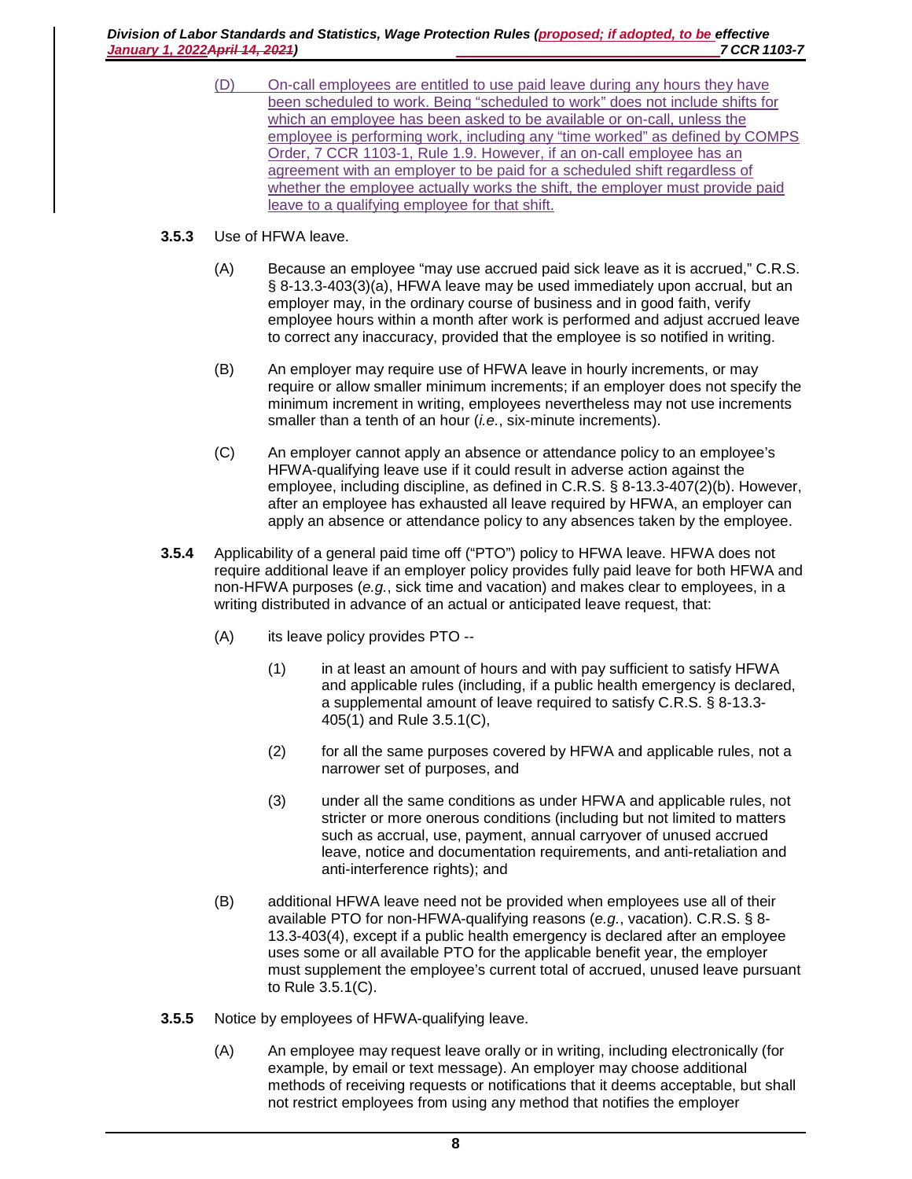(D) On-call employees are entitled to use paid leave during any hours they have been scheduled to work. Being "scheduled to work" does not include shifts for which an employee has been asked to be available or on-call, unless the employee is performing work, including any "time worked" as defined by COMPS Order, 7 CCR 1103-1, Rule 1.9. However, if an on-call employee has an agreement with an employer to be paid for a scheduled shift regardless of whether the employee actually works the shift, the employer must provide paid leave to a qualifying employee for that shift.

**3.5.3** Use of HFWA leave.

(A) Because an employee "may use accrued paid sick leave as it is accrued," C.R.S. § 8-13.3-403(3)(a), HFWA leave may be used immediately upon accrual, but an employer may, in the ordinary course of business and in good faith, verify employee hours within a month after work is performed and adjust accrued leave to correct any inaccuracy, provided that the employee is so notified in writing.

(B) An employer may require use of HFWA leave in hourly increments, or may require or allow smaller minimum increments; if an employer does not specify the minimum increment in writing, employees nevertheless may not use increments smaller than a tenth of an hour (*i.e.*, six-minute increments).

(C) An employer cannot apply an absence or attendance policy to an employee's HFWA-qualifying leave use if it could result in adverse action against the employee, including discipline, as defined in C.R.S. § 8-13.3-407(2)(b). However, after an employee has exhausted all leave required by HFWA, an employer can apply an absence or attendance policy to any absences taken by the employee.

**3.5.4** Applicability of a general paid time off ("PTO") policy to HFWA leave. HFWA does not require additional leave if an employer policy provides fully paid leave for both HFWA and non-HFWA purposes (*e.g.*, sick time and vacation) and makes clear to employees, in a writing distributed in advance of an actual or anticipated leave request, that:

(A) its leave policy provides PTO --

(1) in at least an amount of hours and with pay sufficient to satisfy HFWA and applicable rules (including, if a public health emergency is declared, a supplemental amount of leave required to satisfy C.R.S. § 8-13.3-405(1) and Rule 3.5.1(C),

(2) for all the same purposes covered by HFWA and applicable rules, not a narrower set of purposes, and

(3) under all the same conditions as under HFWA and applicable rules, not stricter or more onerous conditions (including but not limited to matters such as accrual, use, payment, annual carryover of unused accrued leave, notice and documentation requirements, and anti-retaliation and anti-interference rights); and

(B) additional HFWA leave need not be provided when employees use all of their available PTO for non-HFWA-qualifying reasons (*e.g.*, vacation). C.R.S. § 8-13.3-403(4), except if a public health emergency is declared after an employee uses some or all available PTO for the applicable benefit year, the employer must supplement the employee's current total of accrued, unused leave pursuant to Rule 3.5.1(C).

**3.5.5** Notice by employees of HFWA-qualifying leave.

(A) An employee may request leave orally or in writing, including electronically (for example, by email or text message). An employer may choose additional methods of receiving requests or notifications that it deems acceptable, but shall not restrict employees from using any method that notifies the employer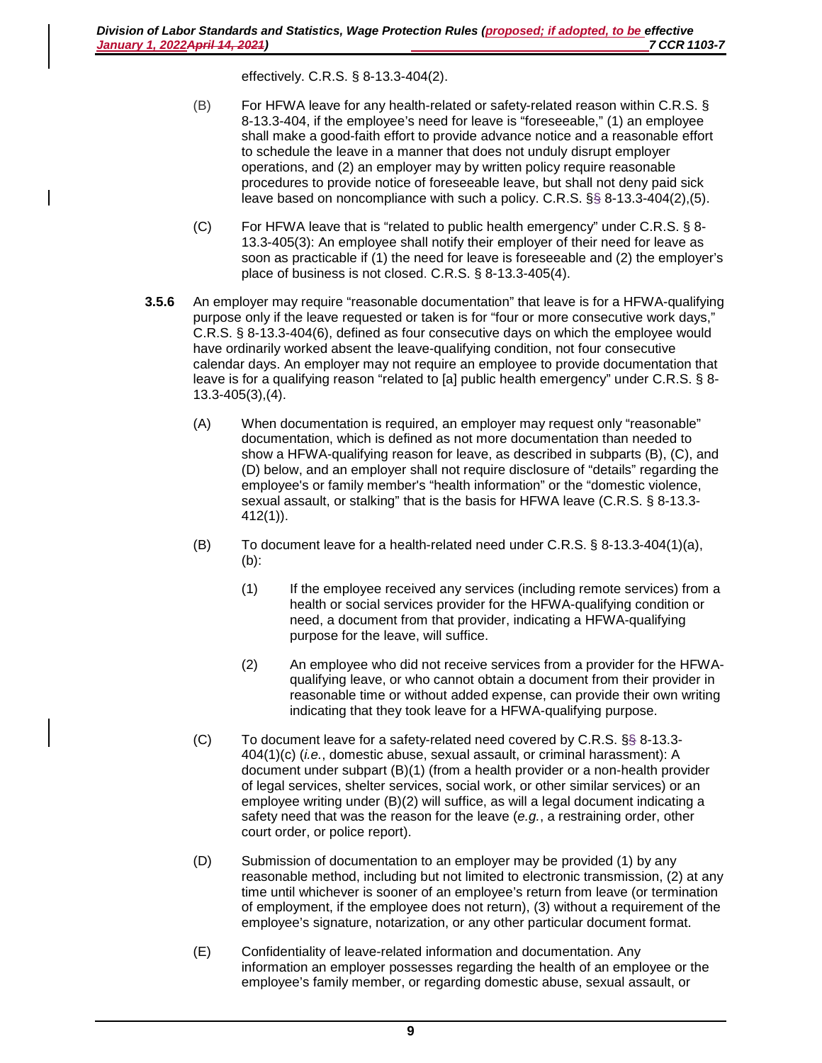effectively. C.R.S. § 8-13.3-404(2).

(B) For HFWA leave for any health-related or safety-related reason within C.R.S. § 8-13.3-404, if the employee's need for leave is "foreseeable," (1) an employee shall make a good-faith effort to provide advance notice and a reasonable effort to schedule the leave in a manner that does not unduly disrupt employer operations, and (2) an employer may by written policy require reasonable procedures to provide notice of foreseeable leave, but shall not deny paid sick leave based on noncompliance with such a policy. C.R.S. §§ 8-13.3-404(2),(5).

(C) For HFWA leave that is "related to public health emergency" under C.R.S. § 8-13.3-405(3): An employee shall notify their employer of their need for leave as soon as practicable if (1) the need for leave is foreseeable and (2) the employer's place of business is not closed. C.R.S. § 8-13.3-405(4).

**3.5.6** An employer may require "reasonable documentation" that leave is for a HFWA-qualifying purpose only if the leave requested or taken is for "four or more consecutive work days," C.R.S. § 8-13.3-404(6), defined as four consecutive days on which the employee would have ordinarily worked absent the leave-qualifying condition, not four consecutive calendar days. An employer may not require an employee to provide documentation that leave is for a qualifying reason "related to [a] public health emergency" under C.R.S. § 8-13.3-405(3),(4).

(A) When documentation is required, an employer may request only "reasonable" documentation, which is defined as not more documentation than needed to show a HFWA-qualifying reason for leave, as described in subparts (B), (C), and (D) below, and an employer shall not require disclosure of "details" regarding the employee's or family member's "health information" or the "domestic violence, sexual assault, or stalking" that is the basis for HFWA leave (C.R.S. § 8-13.3-412(1)).

(B) To document leave for a health-related need under C.R.S. § 8-13.3-404(1)(a), (b):

(1) If the employee received any services (including remote services) from a health or social services provider for the HFWA-qualifying condition or need, a document from that provider, indicating a HFWA-qualifying purpose for the leave, will suffice.

(2) An employee who did not receive services from a provider for the HFWA-qualifying leave, or who cannot obtain a document from their provider in reasonable time or without added expense, can provide their own writing indicating that they took leave for a HFWA-qualifying purpose.

(C) To document leave for a safety-related need covered by C.R.S. §§ 8-13.3-404(1)(c) (*i.e.*, domestic abuse, sexual assault, or criminal harassment): A document under subpart (B)(1) (from a health provider or a non-health provider of legal services, shelter services, social work, or other similar services) or an employee writing under (B)(2) will suffice, as will a legal document indicating a safety need that was the reason for the leave (*e.g.*, a restraining order, other court order, or police report).

(D) Submission of documentation to an employer may be provided (1) by any reasonable method, including but not limited to electronic transmission, (2) at any time until whichever is sooner of an employee's return from leave (or termination of employment, if the employee does not return), (3) without a requirement of the employee's signature, notarization, or any other particular document format.

(E) Confidentiality of leave-related information and documentation. Any information an employer possesses regarding the health of an employee or the employee's family member, or regarding domestic abuse, sexual assault, or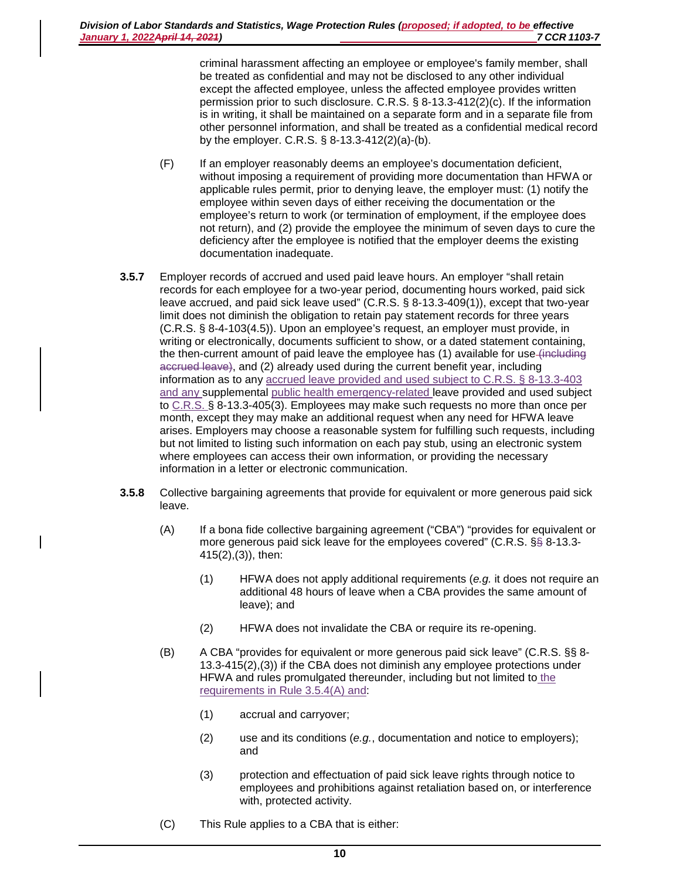criminal harassment affecting an employee or employee's family member, shall be treated as confidential and may not be disclosed to any other individual except the affected employee, unless the affected employee provides written permission prior to such disclosure. C.R.S. § 8-13.3-412(2)(c). If the information is in writing, it shall be maintained on a separate form and in a separate file from other personnel information, and shall be treated as a confidential medical record by the employer. C.R.S. § 8-13.3-412(2)(a)-(b).

(F) If an employer reasonably deems an employee's documentation deficient, without imposing a requirement of providing more documentation than HFWA or applicable rules permit, prior to denying leave, the employer must: (1) notify the employee within seven days of either receiving the documentation or the employee's return to work (or termination of employment, if the employee does not return), and (2) provide the employee the minimum of seven days to cure the deficiency after the employee is notified that the employer deems the existing documentation inadequate.

**3.5.7** Employer records of accrued and used paid leave hours. An employer "shall retain records for each employee for a two-year period, documenting hours worked, paid sick leave accrued, and paid sick leave used" (C.R.S. § 8-13.3-409(1)), except that two-year limit does not diminish the obligation to retain pay statement records for three years (C.R.S. § 8-4-103(4.5)). Upon an employee's request, an employer must provide, in writing or electronically, documents sufficient to show, or a dated statement containing, the then-current amount of paid leave the employee has (1) available for use ~~(including accrued leave)~~, and (2) already used during the current benefit year, including information as to any accrued leave provided and used subject to C.R.S. § 8-13.3-403 and any supplemental public health emergency-related leave provided and used subject to C.R.S. § 8-13.3-405(3). Employees may make such requests no more than once per month, except they may make an additional request when any need for HFWA leave arises. Employers may choose a reasonable system for fulfilling such requests, including but not limited to listing such information on each pay stub, using an electronic system where employees can access their own information, or providing the necessary information in a letter or electronic communication.

**3.5.8** Collective bargaining agreements that provide for equivalent or more generous paid sick leave.

(A) If a bona fide collective bargaining agreement ("CBA") "provides for equivalent or more generous paid sick leave for the employees covered" (C.R.S. §~~§~~ 8-13.3-415(2),(3)), then:

(1) HFWA does not apply additional requirements (*e.g.* it does not require an additional 48 hours of leave when a CBA provides the same amount of leave); and

(2) HFWA does not invalidate the CBA or require its re-opening.

(B) A CBA "provides for equivalent or more generous paid sick leave" (C.R.S. §§ 8-13.3-415(2),(3)) if the CBA does not diminish any employee protections under HFWA and rules promulgated thereunder, including but not limited to the requirements in Rule 3.5.4(A) and:

(1) accrual and carryover;

(2) use and its conditions (*e.g.*, documentation and notice to employers); and

(3) protection and effectuation of paid sick leave rights through notice to employees and prohibitions against retaliation based on, or interference with, protected activity.

(C) This Rule applies to a CBA that is either: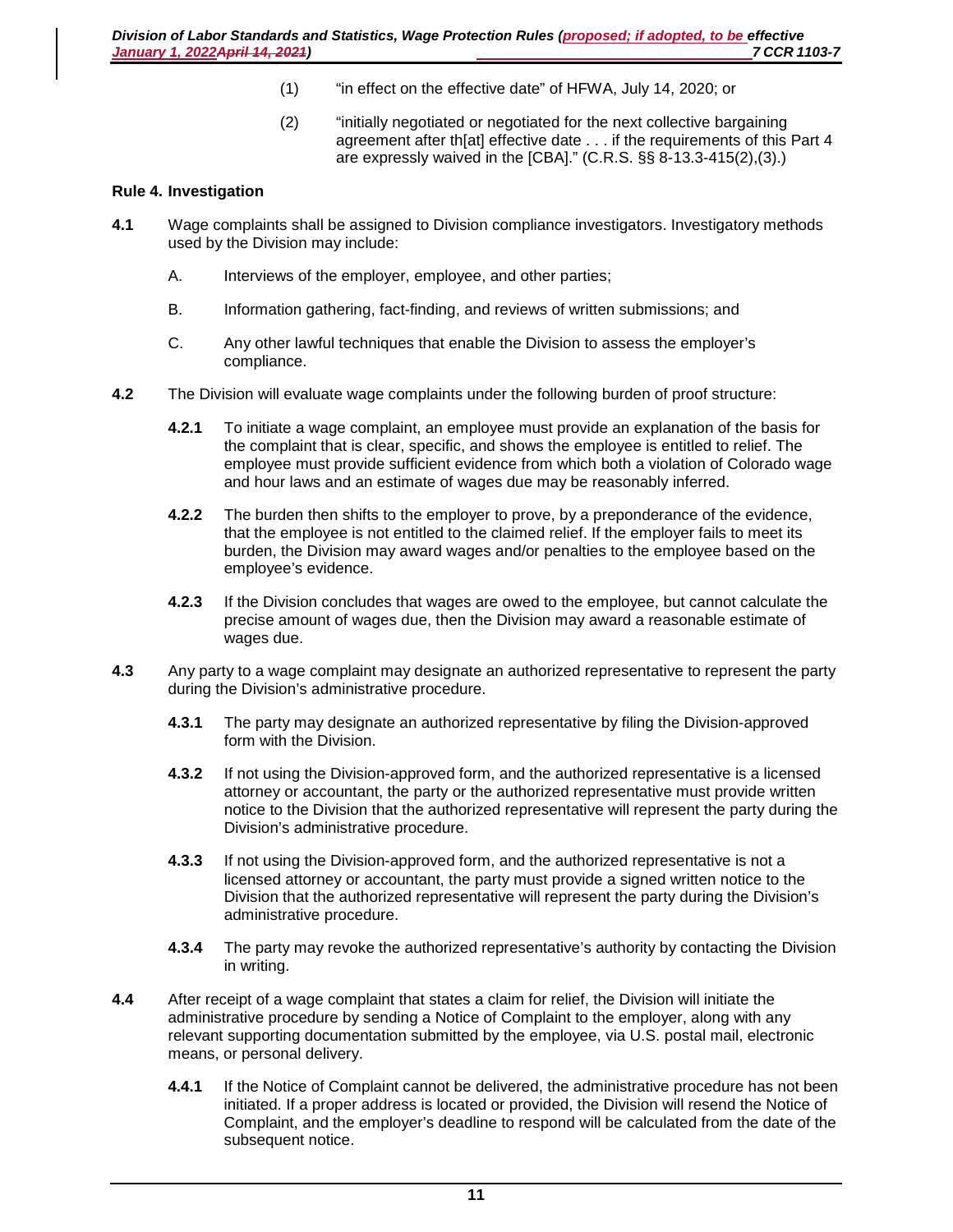(1) "in effect on the effective date" of HFWA, July 14, 2020; or

(2) "initially negotiated or negotiated for the next collective bargaining agreement after th[at] effective date . . . if the requirements of this Part 4 are expressly waived in the [CBA]." (C.R.S. §§ 8-13.3-415(2),(3).)

**Rule 4. Investigation**

**4.1** Wage complaints shall be assigned to Division compliance investigators. Investigatory methods used by the Division may include:

A. Interviews of the employer, employee, and other parties;

B. Information gathering, fact-finding, and reviews of written submissions; and

C. Any other lawful techniques that enable the Division to assess the employer's compliance.

**4.2** The Division will evaluate wage complaints under the following burden of proof structure:

**4.2.1** To initiate a wage complaint, an employee must provide an explanation of the basis for the complaint that is clear, specific, and shows the employee is entitled to relief. The employee must provide sufficient evidence from which both a violation of Colorado wage and hour laws and an estimate of wages due may be reasonably inferred.

**4.2.2** The burden then shifts to the employer to prove, by a preponderance of the evidence, that the employee is not entitled to the claimed relief. If the employer fails to meet its burden, the Division may award wages and/or penalties to the employee based on the employee's evidence.

**4.2.3** If the Division concludes that wages are owed to the employee, but cannot calculate the precise amount of wages due, then the Division may award a reasonable estimate of wages due.

**4.3** Any party to a wage complaint may designate an authorized representative to represent the party during the Division's administrative procedure.

**4.3.1** The party may designate an authorized representative by filing the Division-approved form with the Division.

**4.3.2** If not using the Division-approved form, and the authorized representative is a licensed attorney or accountant, the party or the authorized representative must provide written notice to the Division that the authorized representative will represent the party during the Division's administrative procedure.

**4.3.3** If not using the Division-approved form, and the authorized representative is not a licensed attorney or accountant, the party must provide a signed written notice to the Division that the authorized representative will represent the party during the Division's administrative procedure.

**4.3.4** The party may revoke the authorized representative's authority by contacting the Division in writing.

**4.4** After receipt of a wage complaint that states a claim for relief, the Division will initiate the administrative procedure by sending a Notice of Complaint to the employer, along with any relevant supporting documentation submitted by the employee, via U.S. postal mail, electronic means, or personal delivery.

**4.4.1** If the Notice of Complaint cannot be delivered, the administrative procedure has not been initiated. If a proper address is located or provided, the Division will resend the Notice of Complaint, and the employer's deadline to respond will be calculated from the date of the subsequent notice.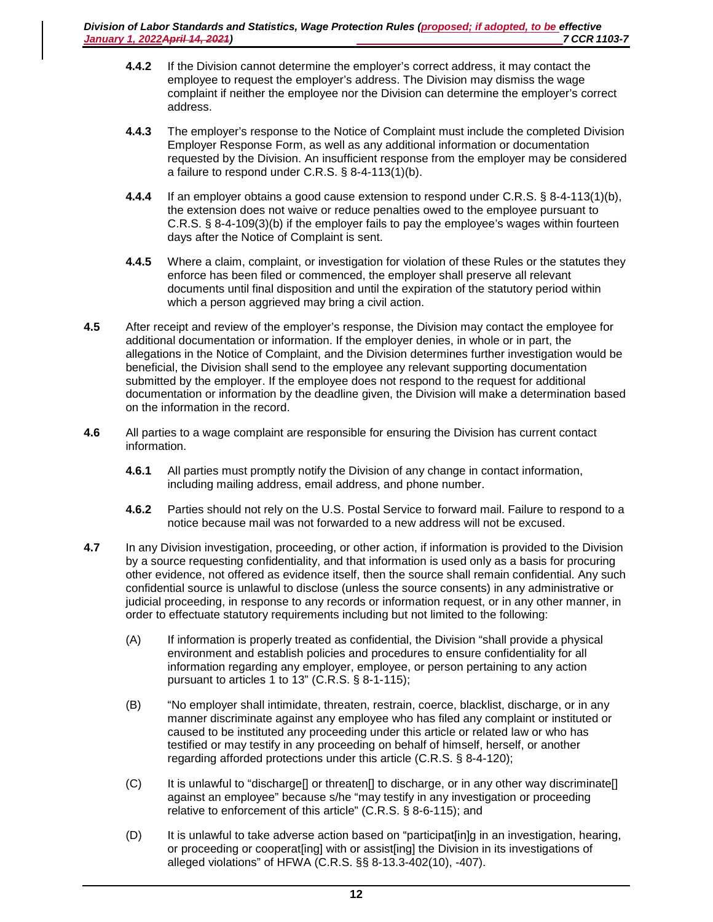**4.4.2** If the Division cannot determine the employer's correct address, it may contact the employee to request the employer's address. The Division may dismiss the wage complaint if neither the employee nor the Division can determine the employer's correct address.

**4.4.3** The employer's response to the Notice of Complaint must include the completed Division Employer Response Form, as well as any additional information or documentation requested by the Division. An insufficient response from the employer may be considered a failure to respond under C.R.S. § 8-4-113(1)(b).

**4.4.4** If an employer obtains a good cause extension to respond under C.R.S. § 8-4-113(1)(b), the extension does not waive or reduce penalties owed to the employee pursuant to C.R.S. § 8-4-109(3)(b) if the employer fails to pay the employee's wages within fourteen days after the Notice of Complaint is sent.

**4.4.5** Where a claim, complaint, or investigation for violation of these Rules or the statutes they enforce has been filed or commenced, the employer shall preserve all relevant documents until final disposition and until the expiration of the statutory period within which a person aggrieved may bring a civil action.

**4.5** After receipt and review of the employer's response, the Division may contact the employee for additional documentation or information. If the employer denies, in whole or in part, the allegations in the Notice of Complaint, and the Division determines further investigation would be beneficial, the Division shall send to the employee any relevant supporting documentation submitted by the employer. If the employee does not respond to the request for additional documentation or information by the deadline given, the Division will make a determination based on the information in the record.

**4.6** All parties to a wage complaint are responsible for ensuring the Division has current contact information.

**4.6.1** All parties must promptly notify the Division of any change in contact information, including mailing address, email address, and phone number.

**4.6.2** Parties should not rely on the U.S. Postal Service to forward mail. Failure to respond to a notice because mail was not forwarded to a new address will not be excused.

**4.7** In any Division investigation, proceeding, or other action, if information is provided to the Division by a source requesting confidentiality, and that information is used only as a basis for procuring other evidence, not offered as evidence itself, then the source shall remain confidential. Any such confidential source is unlawful to disclose (unless the source consents) in any administrative or judicial proceeding, in response to any records or information request, or in any other manner, in order to effectuate statutory requirements including but not limited to the following:

(A) If information is properly treated as confidential, the Division "shall provide a physical environment and establish policies and procedures to ensure confidentiality for all information regarding any employer, employee, or person pertaining to any action pursuant to articles 1 to 13" (C.R.S. § 8-1-115);

(B) "No employer shall intimidate, threaten, restrain, coerce, blacklist, discharge, or in any manner discriminate against any employee who has filed any complaint or instituted or caused to be instituted any proceeding under this article or related law or who has testified or may testify in any proceeding on behalf of himself, herself, or another regarding afforded protections under this article (C.R.S. § 8-4-120);

(C) It is unlawful to "discharge[] or threaten[] to discharge, or in any other way discriminate[] against an employee" because s/he "may testify in any investigation or proceeding relative to enforcement of this article" (C.R.S. § 8-6-115); and

(D) It is unlawful to take adverse action based on "participat[in]g in an investigation, hearing, or proceeding or cooperat[ing] with or assist[ing] the Division in its investigations of alleged violations" of HFWA (C.R.S. §§ 8-13.3-402(10), -407).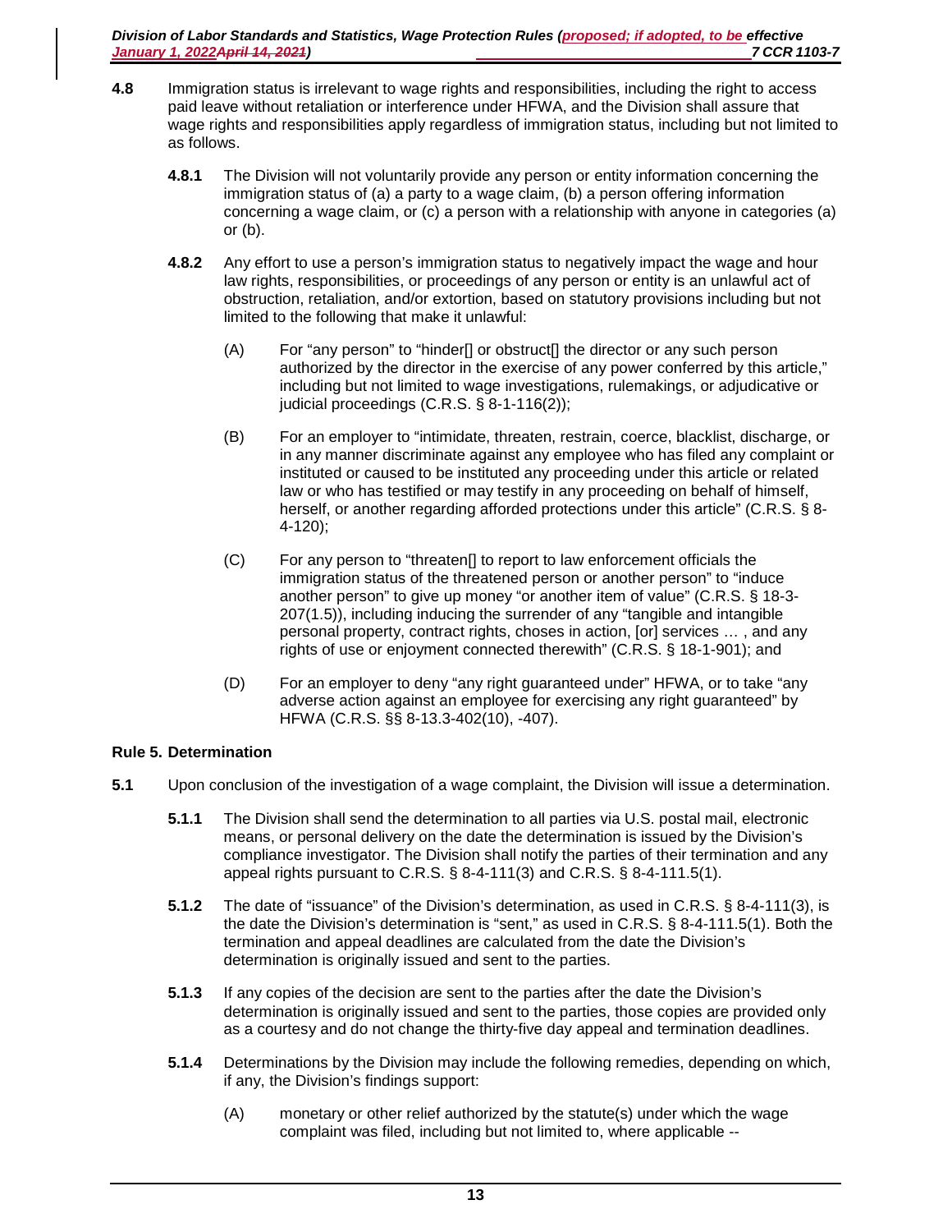**4.8** Immigration status is irrelevant to wage rights and responsibilities, including the right to access paid leave without retaliation or interference under HFWA, and the Division shall assure that wage rights and responsibilities apply regardless of immigration status, including but not limited to as follows.

**4.8.1** The Division will not voluntarily provide any person or entity information concerning the immigration status of (a) a party to a wage claim, (b) a person offering information concerning a wage claim, or (c) a person with a relationship with anyone in categories (a) or (b).

**4.8.2** Any effort to use a person's immigration status to negatively impact the wage and hour law rights, responsibilities, or proceedings of any person or entity is an unlawful act of obstruction, retaliation, and/or extortion, based on statutory provisions including but not limited to the following that make it unlawful:

(A) For "any person" to "hinder[] or obstruct[] the director or any such person authorized by the director in the exercise of any power conferred by this article," including but not limited to wage investigations, rulemakings, or adjudicative or judicial proceedings (C.R.S. § 8-1-116(2));

(B) For an employer to "intimidate, threaten, restrain, coerce, blacklist, discharge, or in any manner discriminate against any employee who has filed any complaint or instituted or caused to be instituted any proceeding under this article or related law or who has testified or may testify in any proceeding on behalf of himself, herself, or another regarding afforded protections under this article" (C.R.S. § 8-4-120);

(C) For any person to "threaten[] to report to law enforcement officials the immigration status of the threatened person or another person" to "induce another person" to give up money "or another item of value" (C.R.S. § 18-3-207(1.5)), including inducing the surrender of any "tangible and intangible personal property, contract rights, choses in action, [or] services … , and any rights of use or enjoyment connected therewith" (C.R.S. § 18-1-901); and

(D) For an employer to deny "any right guaranteed under" HFWA, or to take "any adverse action against an employee for exercising any right guaranteed" by HFWA (C.R.S. §§ 8-13.3-402(10), -407).

## Rule 5. Determination

**5.1** Upon conclusion of the investigation of a wage complaint, the Division will issue a determination.

**5.1.1** The Division shall send the determination to all parties via U.S. postal mail, electronic means, or personal delivery on the date the determination is issued by the Division's compliance investigator. The Division shall notify the parties of their termination and any appeal rights pursuant to C.R.S. § 8-4-111(3) and C.R.S. § 8-4-111.5(1).

**5.1.2** The date of "issuance" of the Division's determination, as used in C.R.S. § 8-4-111(3), is the date the Division's determination is "sent," as used in C.R.S. § 8-4-111.5(1). Both the termination and appeal deadlines are calculated from the date the Division's determination is originally issued and sent to the parties.

**5.1.3** If any copies of the decision are sent to the parties after the date the Division's determination is originally issued and sent to the parties, those copies are provided only as a courtesy and do not change the thirty-five day appeal and termination deadlines.

**5.1.4** Determinations by the Division may include the following remedies, depending on which, if any, the Division's findings support:

(A) monetary or other relief authorized by the statute(s) under which the wage complaint was filed, including but not limited to, where applicable --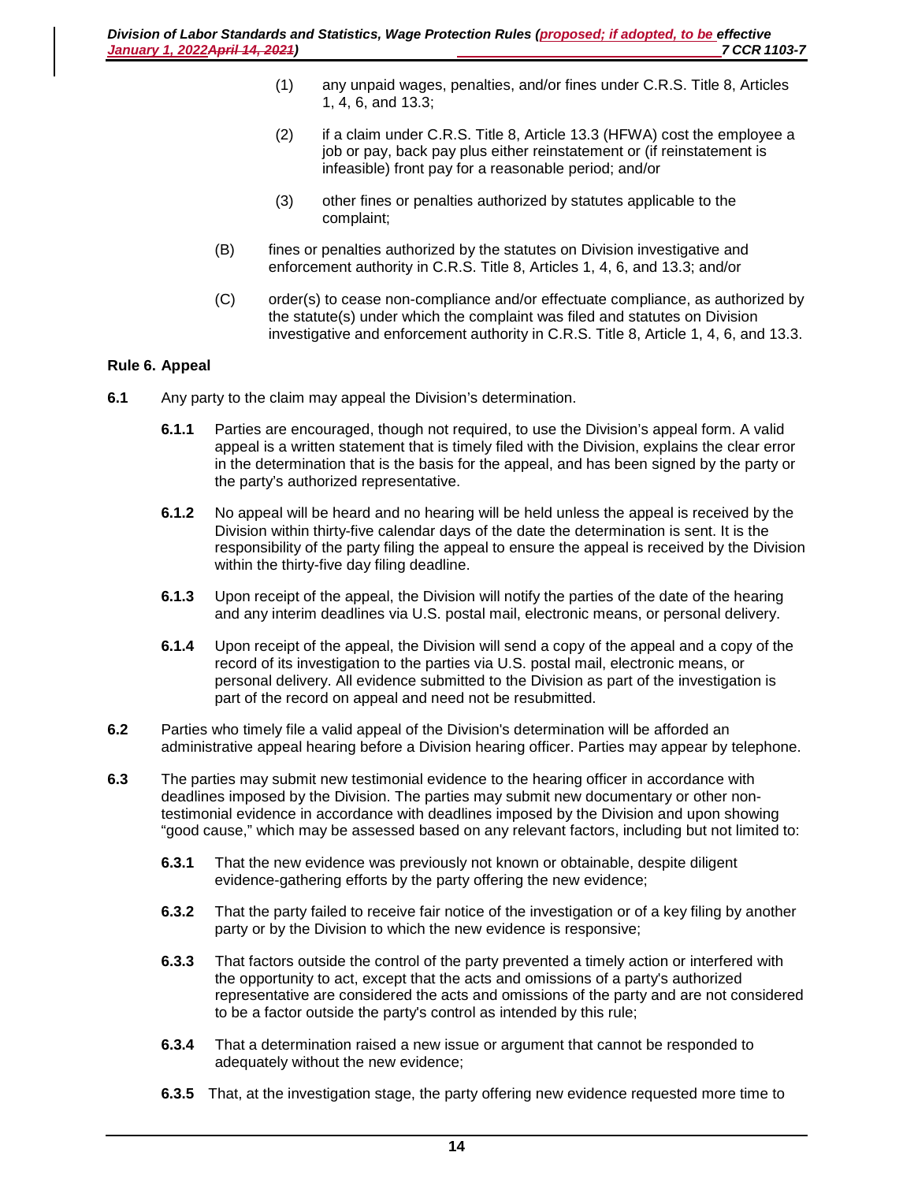(1) any unpaid wages, penalties, and/or fines under C.R.S. Title 8, Articles 1, 4, 6, and 13.3;

(2) if a claim under C.R.S. Title 8, Article 13.3 (HFWA) cost the employee a job or pay, back pay plus either reinstatement or (if reinstatement is infeasible) front pay for a reasonable period; and/or

(3) other fines or penalties authorized by statutes applicable to the complaint;

(B) fines or penalties authorized by the statutes on Division investigative and enforcement authority in C.R.S. Title 8, Articles 1, 4, 6, and 13.3; and/or

(C) order(s) to cease non-compliance and/or effectuate compliance, as authorized by the statute(s) under which the complaint was filed and statutes on Division investigative and enforcement authority in C.R.S. Title 8, Article 1, 4, 6, and 13.3.

## Rule 6. Appeal

**6.1** Any party to the claim may appeal the Division's determination.

**6.1.1** Parties are encouraged, though not required, to use the Division's appeal form. A valid appeal is a written statement that is timely filed with the Division, explains the clear error in the determination that is the basis for the appeal, and has been signed by the party or the party's authorized representative.

**6.1.2** No appeal will be heard and no hearing will be held unless the appeal is received by the Division within thirty-five calendar days of the date the determination is sent. It is the responsibility of the party filing the appeal to ensure the appeal is received by the Division within the thirty-five day filing deadline.

**6.1.3** Upon receipt of the appeal, the Division will notify the parties of the date of the hearing and any interim deadlines via U.S. postal mail, electronic means, or personal delivery.

**6.1.4** Upon receipt of the appeal, the Division will send a copy of the appeal and a copy of the record of its investigation to the parties via U.S. postal mail, electronic means, or personal delivery. All evidence submitted to the Division as part of the investigation is part of the record on appeal and need not be resubmitted.

**6.2** Parties who timely file a valid appeal of the Division's determination will be afforded an administrative appeal hearing before a Division hearing officer. Parties may appear by telephone.

**6.3** The parties may submit new testimonial evidence to the hearing officer in accordance with deadlines imposed by the Division. The parties may submit new documentary or other non-testimonial evidence in accordance with deadlines imposed by the Division and upon showing "good cause," which may be assessed based on any relevant factors, including but not limited to:

**6.3.1** That the new evidence was previously not known or obtainable, despite diligent evidence-gathering efforts by the party offering the new evidence;

**6.3.2** That the party failed to receive fair notice of the investigation or of a key filing by another party or by the Division to which the new evidence is responsive;

**6.3.3** That factors outside the control of the party prevented a timely action or interfered with the opportunity to act, except that the acts and omissions of a party's authorized representative are considered the acts and omissions of the party and are not considered to be a factor outside the party's control as intended by this rule;

**6.3.4** That a determination raised a new issue or argument that cannot be responded to adequately without the new evidence;

**6.3.5** That, at the investigation stage, the party offering new evidence requested more time to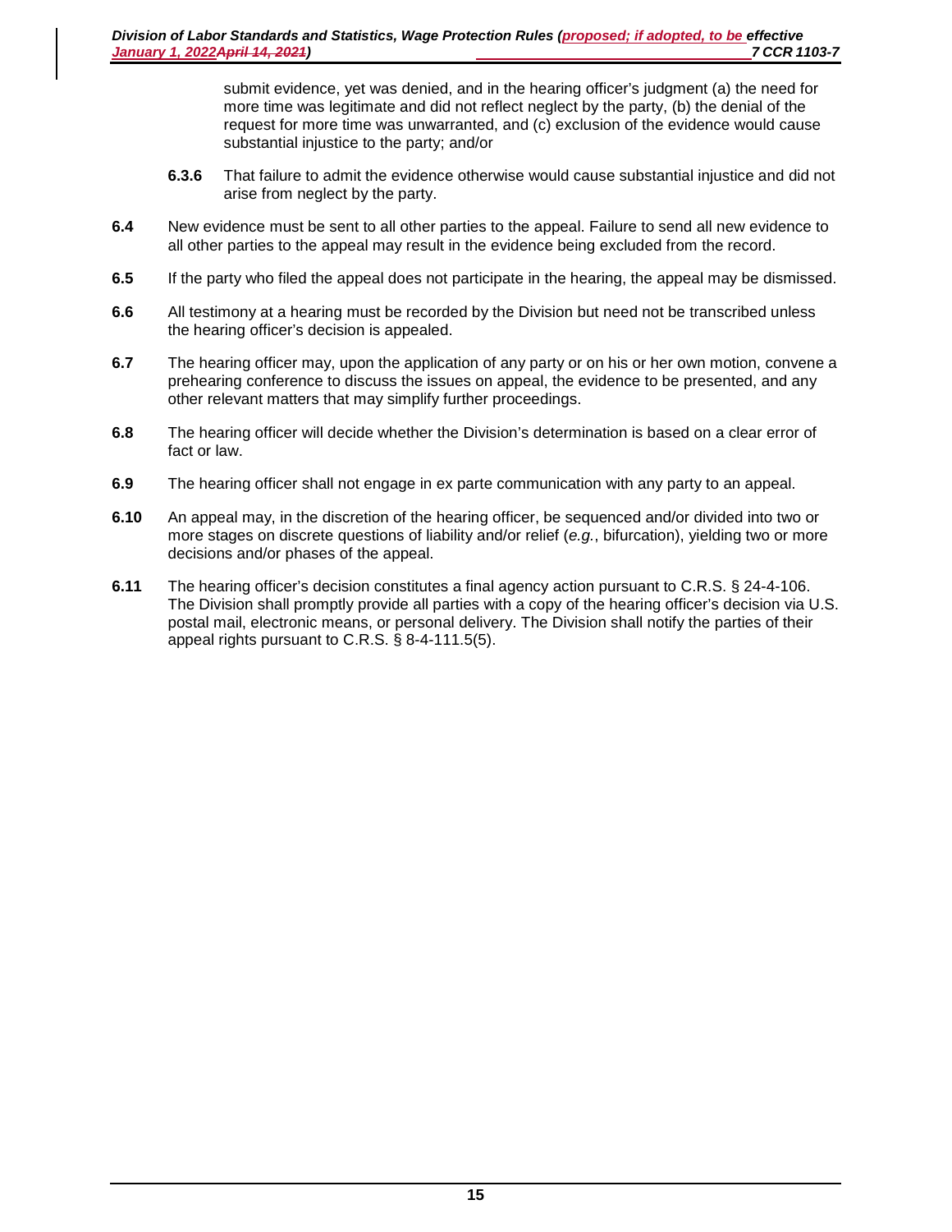submit evidence, yet was denied, and in the hearing officer's judgment (a) the need for more time was legitimate and did not reflect neglect by the party, (b) the denial of the request for more time was unwarranted, and (c) exclusion of the evidence would cause substantial injustice to the party; and/or

**6.3.6** That failure to admit the evidence otherwise would cause substantial injustice and did not arise from neglect by the party.

**6.4** New evidence must be sent to all other parties to the appeal. Failure to send all new evidence to all other parties to the appeal may result in the evidence being excluded from the record.

**6.5** If the party who filed the appeal does not participate in the hearing, the appeal may be dismissed.

**6.6** All testimony at a hearing must be recorded by the Division but need not be transcribed unless the hearing officer's decision is appealed.

**6.7** The hearing officer may, upon the application of any party or on his or her own motion, convene a prehearing conference to discuss the issues on appeal, the evidence to be presented, and any other relevant matters that may simplify further proceedings.

**6.8** The hearing officer will decide whether the Division's determination is based on a clear error of fact or law.

**6.9** The hearing officer shall not engage in ex parte communication with any party to an appeal.

**6.10** An appeal may, in the discretion of the hearing officer, be sequenced and/or divided into two or more stages on discrete questions of liability and/or relief (*e.g.*, bifurcation), yielding two or more decisions and/or phases of the appeal.

**6.11** The hearing officer's decision constitutes a final agency action pursuant to C.R.S. § 24-4-106. The Division shall promptly provide all parties with a copy of the hearing officer's decision via U.S. postal mail, electronic means, or personal delivery. The Division shall notify the parties of their appeal rights pursuant to C.R.S. § 8-4-111.5(5).